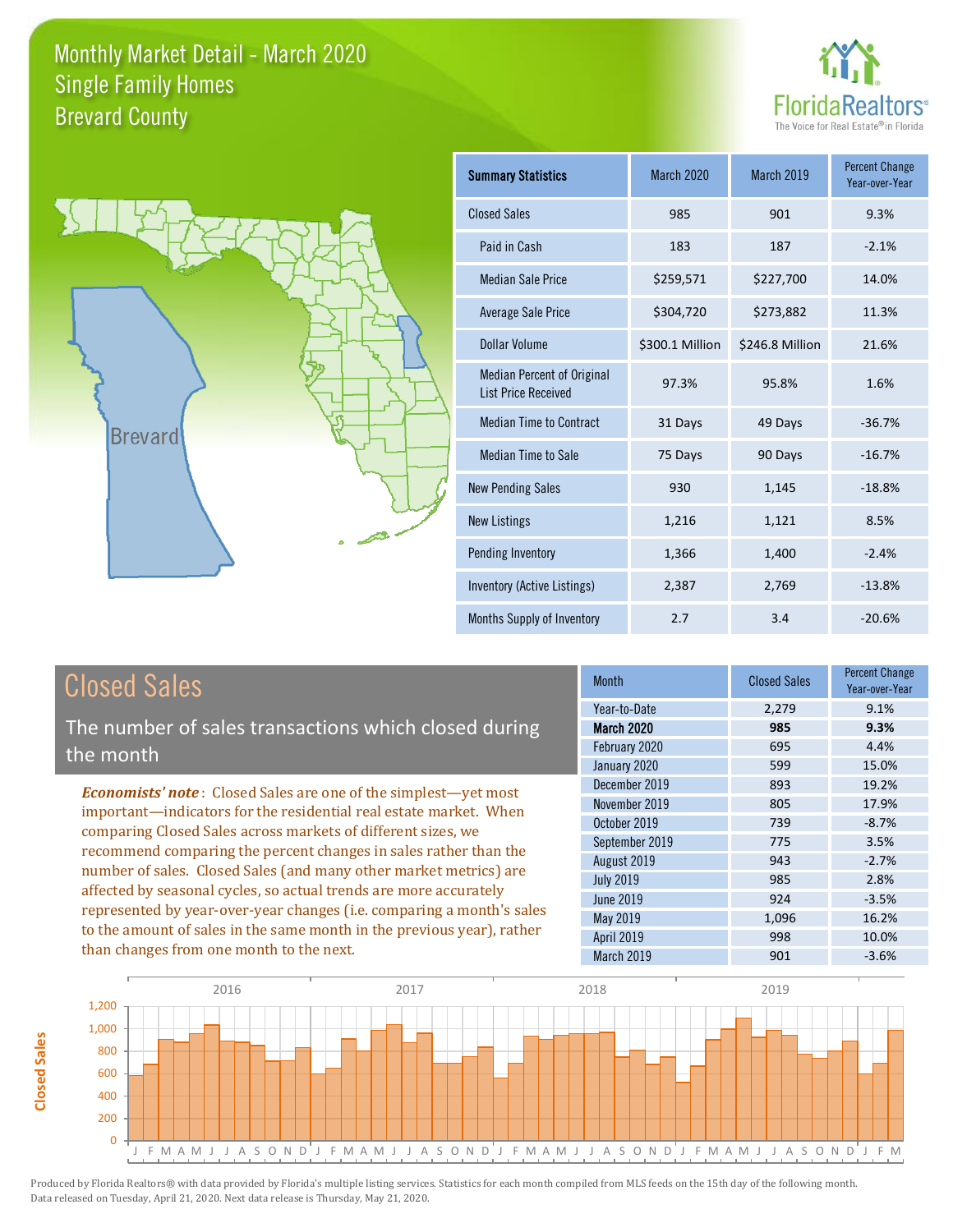# Monthly Market Detail - March 2020
## Single Family Homes
## Brevard County

FloridaRealtors® The Voice for Real Estate® in Florida

| Summary Statistics | March 2020 | March 2019 | Percent Change Year-over-Year |
|---|---|---|---|
| Closed Sales | 985 | 901 | 9.3% |
| Paid in Cash | 183 | 187 | -2.1% |
| Median Sale Price | $259,571 | $227,700 | 14.0% |
| Average Sale Price | $304,720 | $273,882 | 11.3% |
| Dollar Volume | $300.1 Million | $246.8 Million | 21.6% |
| Median Percent of Original List Price Received | 97.3% | 95.8% | 1.6% |
| Median Time to Contract | 31 Days | 49 Days | -36.7% |
| Median Time to Sale | 75 Days | 90 Days | -16.7% |
| New Pending Sales | 930 | 1,145 | -18.8% |
| New Listings | 1,216 | 1,121 | 8.5% |
| Pending Inventory | 1,366 | 1,400 | -2.4% |
| Inventory (Active Listings) | 2,387 | 2,769 | -13.8% |
| Months Supply of Inventory | 2.7 | 3.4 | -20.6% |

## Closed Sales

The number of sales transactions which closed during the month

*Economists' note*: Closed Sales are one of the simplest—yet most important—indicators for the residential real estate market. When comparing Closed Sales across markets of different sizes, we recommend comparing the percent changes in sales rather than the number of sales. Closed Sales (and many other market metrics) are affected by seasonal cycles, so actual trends are more accurately represented by year-over-year changes (i.e. comparing a month's sales to the amount of sales in the same month in the previous year), rather than changes from one month to the next.

| Month | Closed Sales | Percent Change Year-over-Year |
|---|---|---|
| Year-to-Date | 2,279 | 9.1% |
| **March 2020** | **985** | **9.3%** |
| February 2020 | 695 | 4.4% |
| January 2020 | 599 | 15.0% |
| December 2019 | 893 | 19.2% |
| November 2019 | 805 | 17.9% |
| October 2019 | 739 | -8.7% |
| September 2019 | 775 | 3.5% |
| August 2019 | 943 | -2.7% |
| July 2019 | 985 | 2.8% |
| June 2019 | 924 | -3.5% |
| May 2019 | 1,096 | 16.2% |
| April 2019 | 998 | 10.0% |
| March 2019 | 901 | -3.6% |

Produced by Florida Realtors® with data provided by Florida's multiple listing services. Statistics for each month compiled from MLS feeds on the 15th day of the following month. Data released on Tuesday, April 21, 2020. Next data release is Thursday, May 21, 2020.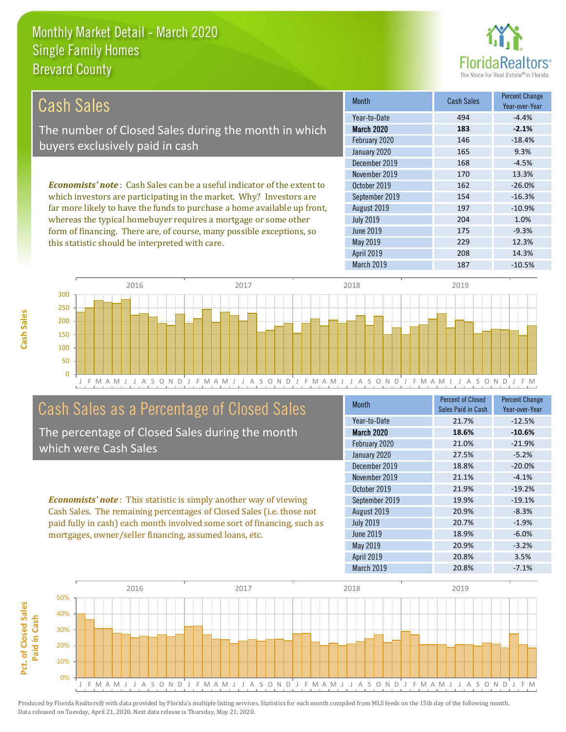Monthly Market Detail - March 2020
Single Family Homes
Brevard County

## Cash Sales

The number of Closed Sales during the month in which buyers exclusively paid in cash

***Economists' note***: Cash Sales can be a useful indicator of the extent to which investors are participating in the market. Why? Investors are far more likely to have the funds to purchase a home available up front, whereas the typical homebuyer requires a mortgage or some other form of financing. There are, of course, many possible exceptions, so this statistic should be interpreted with care.

| Month | Cash Sales | Percent Change Year-over-Year |
|---|---|---|
| Year-to-Date | 494 | -4.4% |
| **March 2020** | **183** | **-2.1%** |
| February 2020 | 146 | -18.4% |
| January 2020 | 165 | 9.3% |
| December 2019 | 168 | -4.5% |
| November 2019 | 170 | 13.3% |
| October 2019 | 162 | -26.0% |
| September 2019 | 154 | -16.3% |
| August 2019 | 197 | -10.9% |
| July 2019 | 204 | 1.0% |
| June 2019 | 175 | -9.3% |
| May 2019 | 229 | 12.3% |
| April 2019 | 208 | 14.3% |
| March 2019 | 187 | -10.5% |

## Cash Sales as a Percentage of Closed Sales

The percentage of Closed Sales during the month which were Cash Sales

***Economists' note***: This statistic is simply another way of viewing Cash Sales. The remaining percentages of Closed Sales (i.e. those not paid fully in cash) each month involved some sort of financing, such as mortgages, owner/seller financing, assumed loans, etc.

| Month | Percent of Closed Sales Paid in Cash | Percent Change Year-over-Year |
|---|---|---|
| Year-to-Date | 21.7% | -12.5% |
| **March 2020** | **18.6%** | **-10.6%** |
| February 2020 | 21.0% | -21.9% |
| January 2020 | 27.5% | -5.2% |
| December 2019 | 18.8% | -20.0% |
| November 2019 | 21.1% | -4.1% |
| October 2019 | 21.9% | -19.2% |
| September 2019 | 19.9% | -19.1% |
| August 2019 | 20.9% | -8.3% |
| July 2019 | 20.7% | -1.9% |
| June 2019 | 18.9% | -6.0% |
| May 2019 | 20.9% | -3.2% |
| April 2019 | 20.8% | 3.5% |
| March 2019 | 20.8% | -7.1% |

Produced by Florida Realtors® with data provided by Florida's multiple listing services. Statistics for each month compiled from MLS feeds on the 15th day of the following month. Data released on Tuesday, April 21, 2020. Next data release is Thursday, May 21, 2020.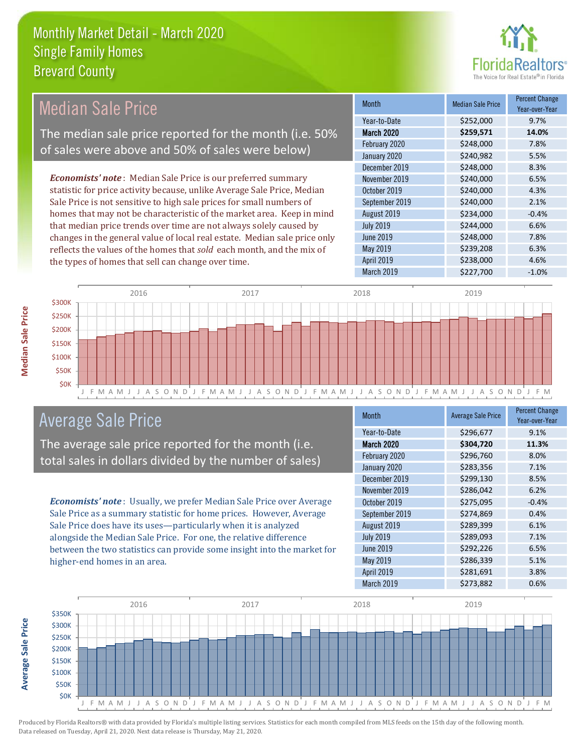# Monthly Market Detail - March 2020
## Single Family Homes
## Brevard County

## Median Sale Price

The median sale price reported for the month (i.e. 50% of sales were above and 50% of sales were below)

*Economists' note*: Median Sale Price is our preferred summary statistic for price activity because, unlike Average Sale Price, Median Sale Price is not sensitive to high sale prices for small numbers of homes that may not be characteristic of the market area. Keep in mind that median price trends over time are not always solely caused by changes in the general value of local real estate. Median sale price only reflects the values of the homes that *sold* each month, and the mix of the types of homes that sell can change over time.

| Month | Median Sale Price | Percent Change Year-over-Year |
|---|---|---|
| Year-to-Date | $252,000 | 9.7% |
| **March 2020** | **$259,571** | **14.0%** |
| February 2020 | $248,000 | 7.8% |
| January 2020 | $240,982 | 5.5% |
| December 2019 | $248,000 | 8.3% |
| November 2019 | $240,000 | 6.5% |
| October 2019 | $240,000 | 4.3% |
| September 2019 | $240,000 | 2.1% |
| August 2019 | $234,000 | -0.4% |
| July 2019 | $244,000 | 6.6% |
| June 2019 | $248,000 | 7.8% |
| May 2019 | $239,208 | 6.3% |
| April 2019 | $238,000 | 4.6% |
| March 2019 | $227,700 | -1.0% |

## Average Sale Price

The average sale price reported for the month (i.e. total sales in dollars divided by the number of sales)

*Economists' note*: Usually, we prefer Median Sale Price over Average Sale Price as a summary statistic for home prices. However, Average Sale Price does have its uses—particularly when it is analyzed alongside the Median Sale Price. For one, the relative difference between the two statistics can provide some insight into the market for higher-end homes in an area.

| Month | Average Sale Price | Percent Change Year-over-Year |
|---|---|---|
| Year-to-Date | $296,677 | 9.1% |
| **March 2020** | **$304,720** | **11.3%** |
| February 2020 | $296,760 | 8.0% |
| January 2020 | $283,356 | 7.1% |
| December 2019 | $299,130 | 8.5% |
| November 2019 | $286,042 | 6.2% |
| October 2019 | $275,095 | -0.4% |
| September 2019 | $274,869 | 0.4% |
| August 2019 | $289,399 | 6.1% |
| July 2019 | $289,093 | 7.1% |
| June 2019 | $292,226 | 6.5% |
| May 2019 | $286,339 | 5.1% |
| April 2019 | $281,691 | 3.8% |
| March 2019 | $273,882 | 0.6% |

Produced by Florida Realtors® with data provided by Florida's multiple listing services. Statistics for each month compiled from MLS feeds on the 15th day of the following month. Data released on Tuesday, April 21, 2020. Next data release is Thursday, May 21, 2020.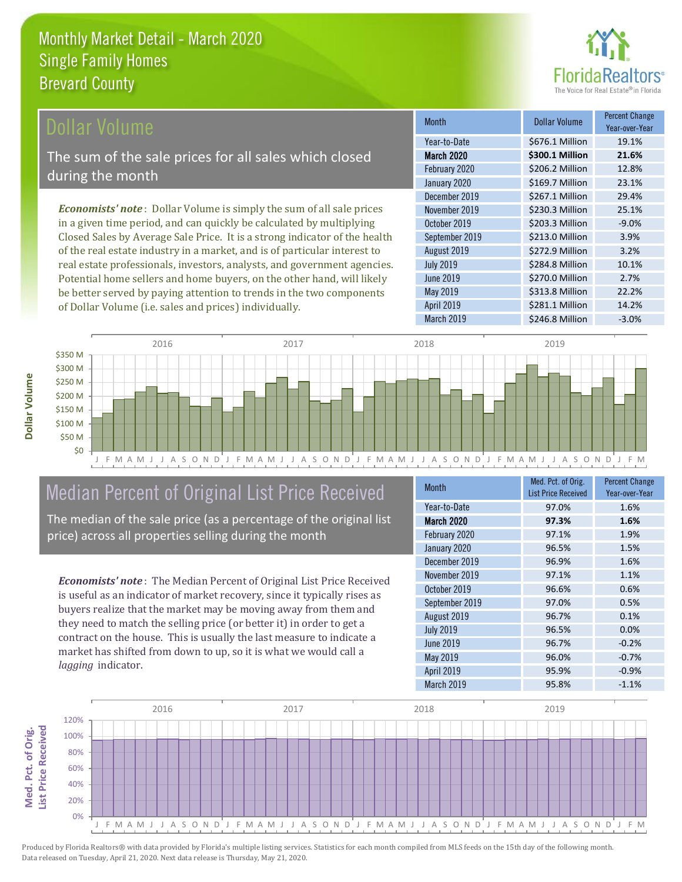# Monthly Market Detail - March 2020
## Single Family Homes
## Brevard County

## Dollar Volume

The sum of the sale prices for all sales which closed during the month

*Economists' note*: Dollar Volume is simply the sum of all sale prices in a given time period, and can quickly be calculated by multiplying Closed Sales by Average Sale Price. It is a strong indicator of the health of the real estate industry in a market, and is of particular interest to real estate professionals, investors, analysts, and government agencies. Potential home sellers and home buyers, on the other hand, will likely be better served by paying attention to trends in the two components of Dollar Volume (i.e. sales and prices) individually.

| Month | Dollar Volume | Percent Change Year-over-Year |
|---|---|---|
| Year-to-Date | $676.1 Million | 19.1% |
| **March 2020** | **$300.1 Million** | **21.6%** |
| February 2020 | $206.2 Million | 12.8% |
| January 2020 | $169.7 Million | 23.1% |
| December 2019 | $267.1 Million | 29.4% |
| November 2019 | $230.3 Million | 25.1% |
| October 2019 | $203.3 Million | -9.0% |
| September 2019 | $213.0 Million | 3.9% |
| August 2019 | $272.9 Million | 3.2% |
| July 2019 | $284.8 Million | 10.1% |
| June 2019 | $270.0 Million | 2.7% |
| May 2019 | $313.8 Million | 22.2% |
| April 2019 | $281.1 Million | 14.2% |
| March 2019 | $246.8 Million | -3.0% |

## Median Percent of Original List Price Received

The median of the sale price (as a percentage of the original list price) across all properties selling during the month

*Economists' note*: The Median Percent of Original List Price Received is useful as an indicator of market recovery, since it typically rises as buyers realize that the market may be moving away from them and they need to match the selling price (or better it) in order to get a contract on the house. This is usually the last measure to indicate a market has shifted from down to up, so it is what we would call a *lagging* indicator.

| Month | Med. Pct. of Orig. List Price Received | Percent Change Year-over-Year |
|---|---|---|
| Year-to-Date | 97.0% | 1.6% |
| **March 2020** | **97.3%** | **1.6%** |
| February 2020 | 97.1% | 1.9% |
| January 2020 | 96.5% | 1.5% |
| December 2019 | 96.9% | 1.6% |
| November 2019 | 97.1% | 1.1% |
| October 2019 | 96.6% | 0.6% |
| September 2019 | 97.0% | 0.5% |
| August 2019 | 96.7% | 0.1% |
| July 2019 | 96.5% | 0.0% |
| June 2019 | 96.7% | -0.2% |
| May 2019 | 96.0% | -0.7% |
| April 2019 | 95.9% | -0.9% |
| March 2019 | 95.8% | -1.1% |

Produced by Florida Realtors® with data provided by Florida's multiple listing services. Statistics for each month compiled from MLS feeds on the 15th day of the following month. Data released on Tuesday, April 21, 2020. Next data release is Thursday, May 21, 2020.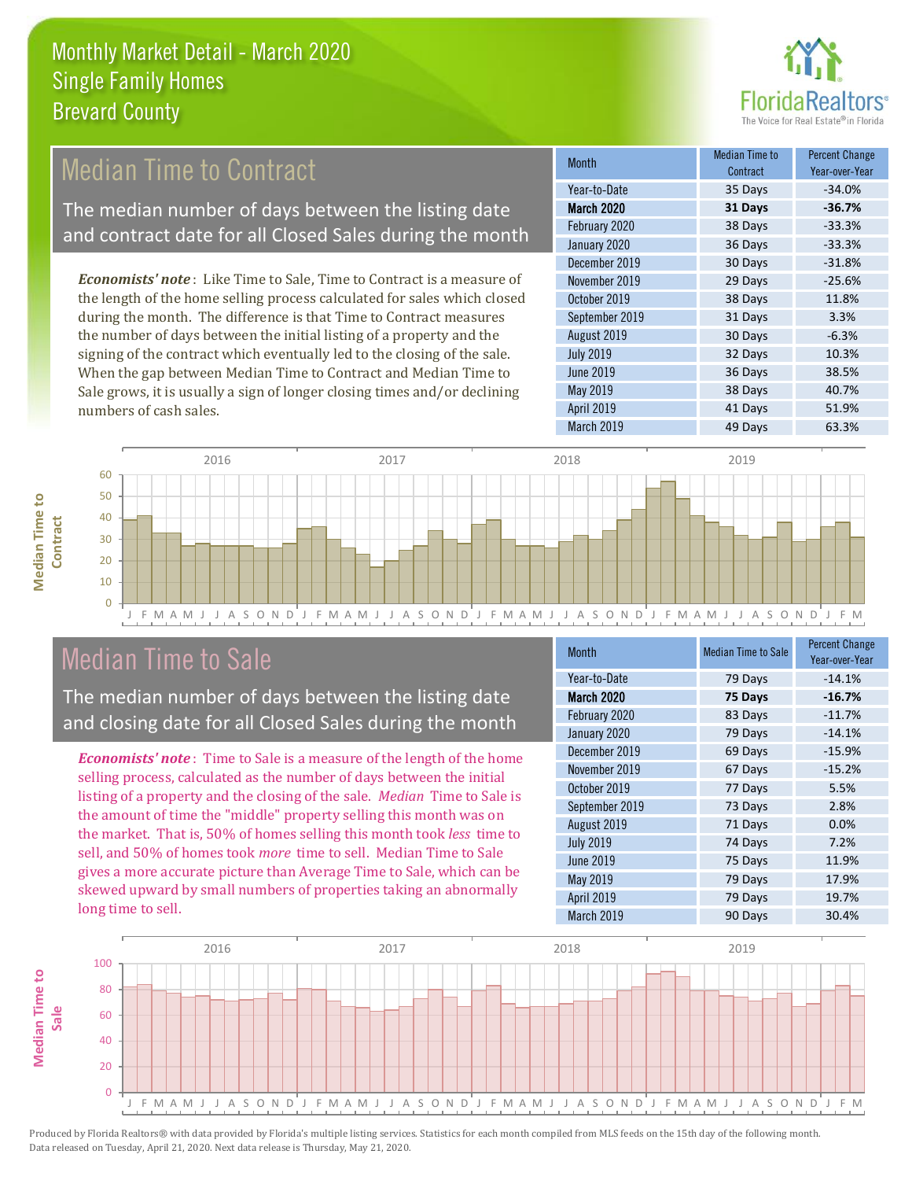# Monthly Market Detail - March 2020
## Single Family Homes
## Brevard County

## Median Time to Contract

The median number of days between the listing date and contract date for all Closed Sales during the month

*Economists' note*: Like Time to Sale, Time to Contract is a measure of the length of the home selling process calculated for sales which closed during the month. The difference is that Time to Contract measures the number of days between the initial listing of a property and the signing of the contract which eventually led to the closing of the sale. When the gap between Median Time to Contract and Median Time to Sale grows, it is usually a sign of longer closing times and/or declining numbers of cash sales.

| Month | Median Time to Contract | Percent Change Year-over-Year |
|---|---|---|
| Year-to-Date | 35 Days | -34.0% |
| **March 2020** | **31 Days** | **-36.7%** |
| February 2020 | 38 Days | -33.3% |
| January 2020 | 36 Days | -33.3% |
| December 2019 | 30 Days | -31.8% |
| November 2019 | 29 Days | -25.6% |
| October 2019 | 38 Days | 11.8% |
| September 2019 | 31 Days | 3.3% |
| August 2019 | 30 Days | -6.3% |
| July 2019 | 32 Days | 10.3% |
| June 2019 | 36 Days | 38.5% |
| May 2019 | 38 Days | 40.7% |
| April 2019 | 41 Days | 51.9% |
| March 2019 | 49 Days | 63.3% |

## Median Time to Sale

The median number of days between the listing date and closing date for all Closed Sales during the month

*Economists' note*: Time to Sale is a measure of the length of the home selling process, calculated as the number of days between the initial listing of a property and the closing of the sale. *Median* Time to Sale is the amount of time the "middle" property selling this month was on the market. That is, 50% of homes selling this month took *less* time to sell, and 50% of homes took *more* time to sell. Median Time to Sale gives a more accurate picture than Average Time to Sale, which can be skewed upward by small numbers of properties taking an abnormally long time to sell.

| Month | Median Time to Sale | Percent Change Year-over-Year |
|---|---|---|
| Year-to-Date | 79 Days | -14.1% |
| **March 2020** | **75 Days** | **-16.7%** |
| February 2020 | 83 Days | -11.7% |
| January 2020 | 79 Days | -14.1% |
| December 2019 | 69 Days | -15.9% |
| November 2019 | 67 Days | -15.2% |
| October 2019 | 77 Days | 5.5% |
| September 2019 | 73 Days | 2.8% |
| August 2019 | 71 Days | 0.0% |
| July 2019 | 74 Days | 7.2% |
| June 2019 | 75 Days | 11.9% |
| May 2019 | 79 Days | 17.9% |
| April 2019 | 79 Days | 19.7% |
| March 2019 | 90 Days | 30.4% |

Produced by Florida Realtors® with data provided by Florida's multiple listing services. Statistics for each month compiled from MLS feeds on the 15th day of the following month. Data released on Tuesday, April 21, 2020. Next data release is Thursday, May 21, 2020.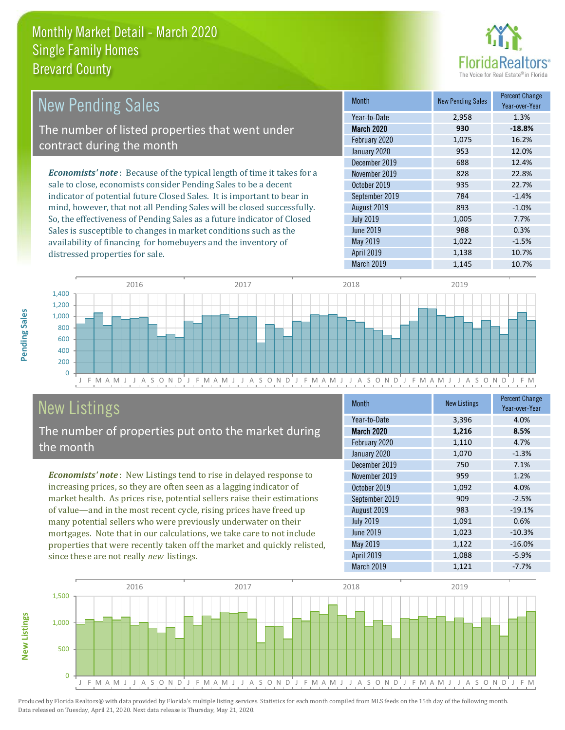# Monthly Market Detail - March 2020
## Single Family Homes
## Brevard County

## New Pending Sales

The number of listed properties that went under contract during the month

***Economists' note***: Because of the typical length of time it takes for a sale to close, economists consider Pending Sales to be a decent indicator of potential future Closed Sales. It is important to bear in mind, however, that not all Pending Sales will be closed successfully. So, the effectiveness of Pending Sales as a future indicator of Closed Sales is susceptible to changes in market conditions such as the availability of financing for homebuyers and the inventory of distressed properties for sale.

| Month | New Pending Sales | Percent Change Year-over-Year |
|---|---|---|
| Year-to-Date | 2,958 | 1.3% |
| **March 2020** | **930** | **-18.8%** |
| February 2020 | 1,075 | 16.2% |
| January 2020 | 953 | 12.0% |
| December 2019 | 688 | 12.4% |
| November 2019 | 828 | 22.8% |
| October 2019 | 935 | 22.7% |
| September 2019 | 784 | -1.4% |
| August 2019 | 893 | -1.0% |
| July 2019 | 1,005 | 7.7% |
| June 2019 | 988 | 0.3% |
| May 2019 | 1,022 | -1.5% |
| April 2019 | 1,138 | 10.7% |
| March 2019 | 1,145 | 10.7% |

## New Listings

The number of properties put onto the market during the month

***Economists' note***: New Listings tend to rise in delayed response to increasing prices, so they are often seen as a lagging indicator of market health. As prices rise, potential sellers raise their estimations of value—and in the most recent cycle, rising prices have freed up many potential sellers who were previously underwater on their mortgages. Note that in our calculations, we take care to not include properties that were recently taken off the market and quickly relisted, since these are not really *new* listings.

| Month | New Listings | Percent Change Year-over-Year |
|---|---|---|
| Year-to-Date | 3,396 | 4.0% |
| **March 2020** | **1,216** | **8.5%** |
| February 2020 | 1,110 | 4.7% |
| January 2020 | 1,070 | -1.3% |
| December 2019 | 750 | 7.1% |
| November 2019 | 959 | 1.2% |
| October 2019 | 1,092 | 4.0% |
| September 2019 | 909 | -2.5% |
| August 2019 | 983 | -19.1% |
| July 2019 | 1,091 | 0.6% |
| June 2019 | 1,023 | -10.3% |
| May 2019 | 1,122 | -16.0% |
| April 2019 | 1,088 | -5.9% |
| March 2019 | 1,121 | -7.7% |

Produced by Florida Realtors® with data provided by Florida's multiple listing services. Statistics for each month compiled from MLS feeds on the 15th day of the following month. Data released on Tuesday, April 21, 2020. Next data release is Thursday, May 21, 2020.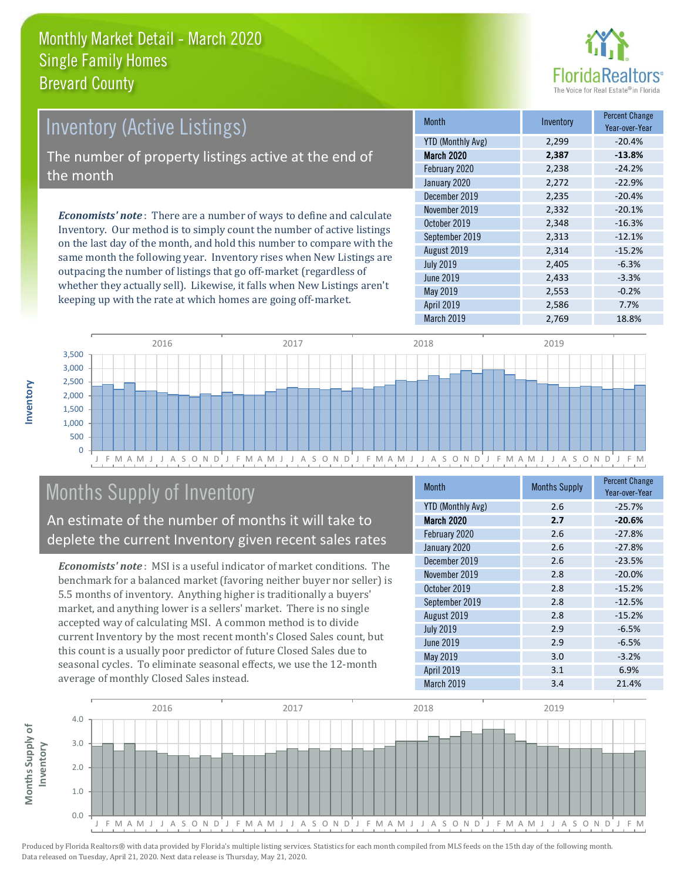# Monthly Market Detail - March 2020
## Single Family Homes
## Brevard County

## Inventory (Active Listings)

The number of property listings active at the end of the month

***Economists' note***: There are a number of ways to define and calculate Inventory. Our method is to simply count the number of active listings on the last day of the month, and hold this number to compare with the same month the following year. Inventory rises when New Listings are outpacing the number of listings that go off-market (regardless of whether they actually sell). Likewise, it falls when New Listings aren't keeping up with the rate at which homes are going off-market.

| Month | Inventory | Percent Change Year-over-Year |
|---|---|---|
| YTD (Monthly Avg) | 2,299 | -20.4% |
| **March 2020** | **2,387** | **-13.8%** |
| February 2020 | 2,238 | -24.2% |
| January 2020 | 2,272 | -22.9% |
| December 2019 | 2,235 | -20.4% |
| November 2019 | 2,332 | -20.1% |
| October 2019 | 2,348 | -16.3% |
| September 2019 | 2,313 | -12.1% |
| August 2019 | 2,314 | -15.2% |
| July 2019 | 2,405 | -6.3% |
| June 2019 | 2,433 | -3.3% |
| May 2019 | 2,553 | -0.2% |
| April 2019 | 2,586 | 7.7% |
| March 2019 | 2,769 | 18.8% |

## Months Supply of Inventory

An estimate of the number of months it will take to deplete the current Inventory given recent sales rates

***Economists' note***: MSI is a useful indicator of market conditions. The benchmark for a balanced market (favoring neither buyer nor seller) is 5.5 months of inventory. Anything higher is traditionally a buyers' market, and anything lower is a sellers' market. There is no single accepted way of calculating MSI. A common method is to divide current Inventory by the most recent month's Closed Sales count, but this count is a usually poor predictor of future Closed Sales due to seasonal cycles. To eliminate seasonal effects, we use the 12-month average of monthly Closed Sales instead.

| Month | Months Supply | Percent Change Year-over-Year |
|---|---|---|
| YTD (Monthly Avg) | 2.6 | -25.7% |
| **March 2020** | **2.7** | **-20.6%** |
| February 2020 | 2.6 | -27.8% |
| January 2020 | 2.6 | -27.8% |
| December 2019 | 2.6 | -23.5% |
| November 2019 | 2.8 | -20.0% |
| October 2019 | 2.8 | -15.2% |
| September 2019 | 2.8 | -12.5% |
| August 2019 | 2.8 | -15.2% |
| July 2019 | 2.9 | -6.5% |
| June 2019 | 2.9 | -6.5% |
| May 2019 | 3.0 | -3.2% |
| April 2019 | 3.1 | 6.9% |
| March 2019 | 3.4 | 21.4% |

Produced by Florida Realtors® with data provided by Florida's multiple listing services. Statistics for each month compiled from MLS feeds on the 15th day of the following month. Data released on Tuesday, April 21, 2020. Next data release is Thursday, May 21, 2020.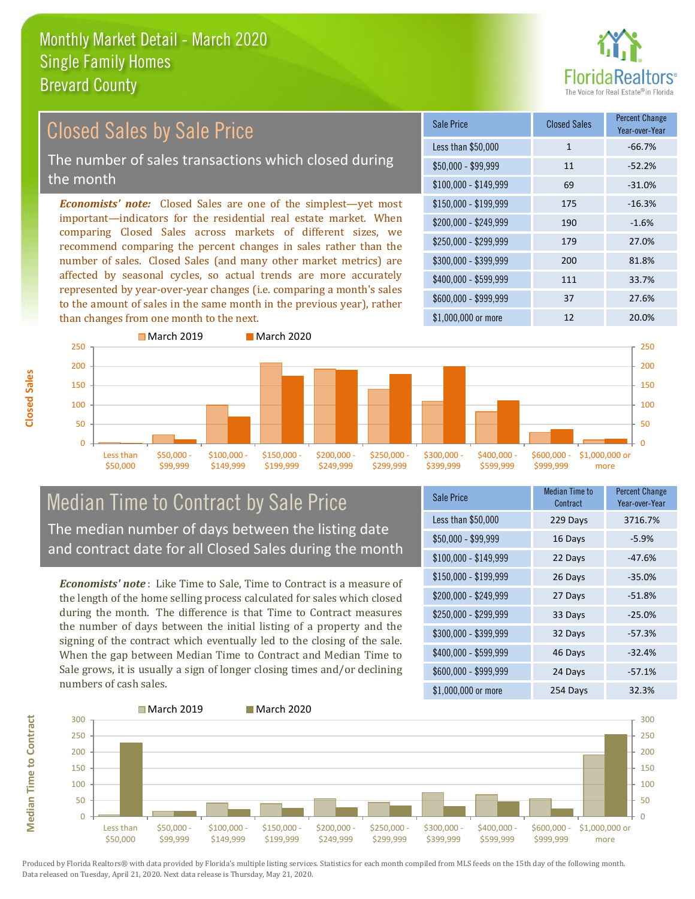# Monthly Market Detail - March 2020
## Single Family Homes
## Brevard County

## Closed Sales by Sale Price

The number of sales transactions which closed during the month

***Economists' note:*** Closed Sales are one of the simplest—yet most important—indicators for the residential real estate market. When comparing Closed Sales across markets of different sizes, we recommend comparing the percent changes in sales rather than the number of sales. Closed Sales (and many other market metrics) are affected by seasonal cycles, so actual trends are more accurately represented by year-over-year changes (i.e. comparing a month's sales to the amount of sales in the same month in the previous year), rather than changes from one month to the next.

| Sale Price | Closed Sales | Percent Change Year-over-Year |
|---|---|---|
| Less than $50,000 | 1 | -66.7% |
| $50,000 - $99,999 | 11 | -52.2% |
| $100,000 - $149,999 | 69 | -31.0% |
| $150,000 - $199,999 | 175 | -16.3% |
| $200,000 - $249,999 | 190 | -1.6% |
| $250,000 - $299,999 | 179 | 27.0% |
| $300,000 - $399,999 | 200 | 81.8% |
| $400,000 - $599,999 | 111 | 33.7% |
| $600,000 - $999,999 | 37 | 27.6% |
| $1,000,000 or more | 12 | 20.0% |

## Median Time to Contract by Sale Price

The median number of days between the listing date and contract date for all Closed Sales during the month

***Economists' note***: Like Time to Sale, Time to Contract is a measure of the length of the home selling process calculated for sales which closed during the month. The difference is that Time to Contract measures the number of days between the initial listing of a property and the signing of the contract which eventually led to the closing of the sale. When the gap between Median Time to Contract and Median Time to Sale grows, it is usually a sign of longer closing times and/or declining numbers of cash sales.

| Sale Price | Median Time to Contract | Percent Change Year-over-Year |
|---|---|---|
| Less than $50,000 | 229 Days | 3716.7% |
| $50,000 - $99,999 | 16 Days | -5.9% |
| $100,000 - $149,999 | 22 Days | -47.6% |
| $150,000 - $199,999 | 26 Days | -35.0% |
| $200,000 - $249,999 | 27 Days | -51.8% |
| $250,000 - $299,999 | 33 Days | -25.0% |
| $300,000 - $399,999 | 32 Days | -57.3% |
| $400,000 - $599,999 | 46 Days | -32.4% |
| $600,000 - $999,999 | 24 Days | -57.1% |
| $1,000,000 or more | 254 Days | 32.3% |

Produced by Florida Realtors® with data provided by Florida's multiple listing services. Statistics for each month compiled from MLS feeds on the 15th day of the following month. Data released on Tuesday, April 21, 2020. Next data release is Thursday, May 21, 2020.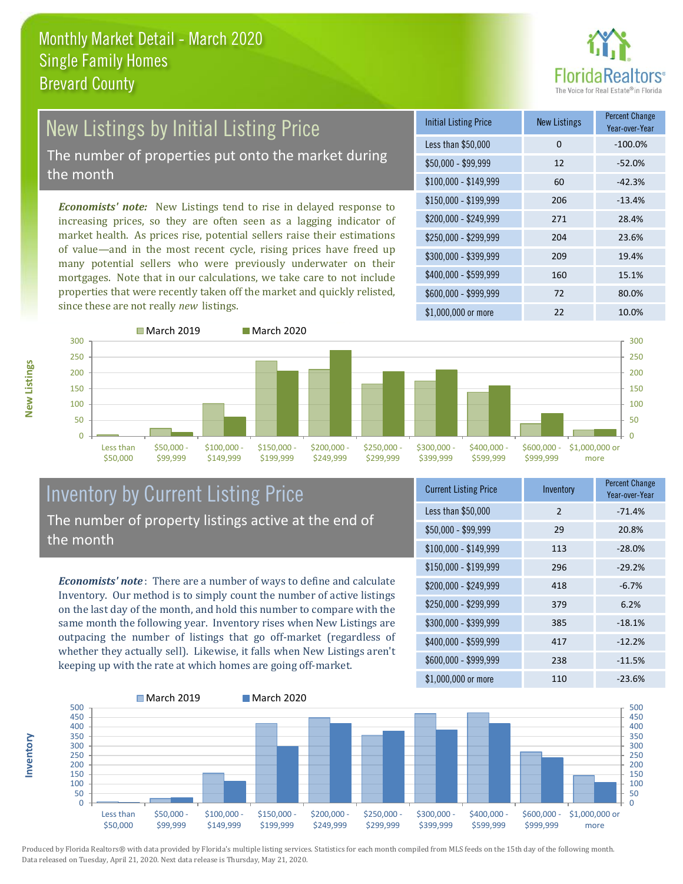# Monthly Market Detail - March 2020
## Single Family Homes
## Brevard County

## New Listings by Initial Listing Price

The number of properties put onto the market during the month

*Economists' note:* New Listings tend to rise in delayed response to increasing prices, so they are often seen as a lagging indicator of market health. As prices rise, potential sellers raise their estimations of value—and in the most recent cycle, rising prices have freed up many potential sellers who were previously underwater on their mortgages. Note that in our calculations, we take care to not include properties that were recently taken off the market and quickly relisted, since these are not really *new* listings.

| Initial Listing Price | New Listings | Percent Change Year-over-Year |
|---|---|---|
| Less than $50,000 | 0 | -100.0% |
| $50,000 - $99,999 | 12 | -52.0% |
| $100,000 - $149,999 | 60 | -42.3% |
| $150,000 - $199,999 | 206 | -13.4% |
| $200,000 - $249,999 | 271 | 28.4% |
| $250,000 - $299,999 | 204 | 23.6% |
| $300,000 - $399,999 | 209 | 19.4% |
| $400,000 - $599,999 | 160 | 15.1% |
| $600,000 - $999,999 | 72 | 80.0% |
| $1,000,000 or more | 22 | 10.0% |

## Inventory by Current Listing Price

The number of property listings active at the end of the month

*Economists' note*: There are a number of ways to define and calculate Inventory. Our method is to simply count the number of active listings on the last day of the month, and hold this number to compare with the same month the following year. Inventory rises when New Listings are outpacing the number of listings that go off-market (regardless of whether they actually sell). Likewise, it falls when New Listings aren't keeping up with the rate at which homes are going off-market.

| Current Listing Price | Inventory | Percent Change Year-over-Year |
|---|---|---|
| Less than $50,000 | 2 | -71.4% |
| $50,000 - $99,999 | 29 | 20.8% |
| $100,000 - $149,999 | 113 | -28.0% |
| $150,000 - $199,999 | 296 | -29.2% |
| $200,000 - $249,999 | 418 | -6.7% |
| $250,000 - $299,999 | 379 | 6.2% |
| $300,000 - $399,999 | 385 | -18.1% |
| $400,000 - $599,999 | 417 | -12.2% |
| $600,000 - $999,999 | 238 | -11.5% |
| $1,000,000 or more | 110 | -23.6% |

Produced by Florida Realtors® with data provided by Florida's multiple listing services. Statistics for each month compiled from MLS feeds on the 15th day of the following month. Data released on Tuesday, April 21, 2020. Next data release is Thursday, May 21, 2020.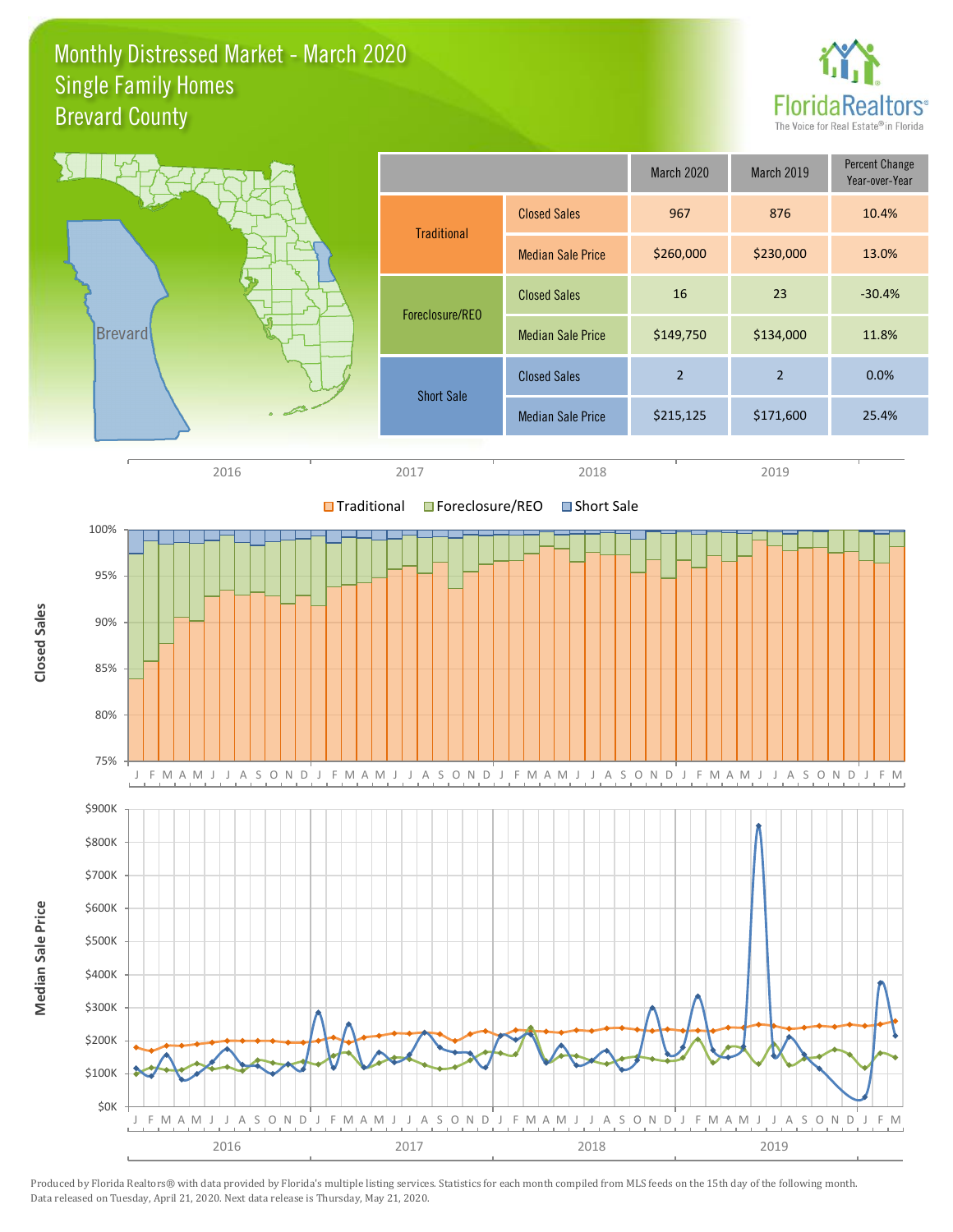# Monthly Distressed Market - March 2020
## Single Family Homes
## Brevard County

FloridaRealtors®
The Voice for Real Estate® in Florida

Brevard

| | | March 2020 | March 2019 | Percent Change Year-over-Year |
|---|---|---|---|---|
| Traditional | Closed Sales | 967 | 876 | 10.4% |
| | Median Sale Price | $260,000 | $230,000 | 13.0% |
| Foreclosure/REO | Closed Sales | 16 | 23 | -30.4% |
| | Median Sale Price | $149,750 | $134,000 | 11.8% |
| Short Sale | Closed Sales | 2 | 2 | 0.0% |
| | Median Sale Price | $215,125 | $171,600 | 25.4% |

2016 2017 2018 2019

Traditional Foreclosure/REO Short Sale

Closed Sales

100% 95% 90% 85% 80% 75%

J F M A M J J A S O N D J F M A M J J A S O N D J F M A M J J A S O N D J F M A M J J A S O N D J F M

Median Sale Price

$900K $800K $700K $600K $500K $400K $300K $200K $100K $0K

J F M A M J J A S O N D J F M A M J J A S O N D J F M A M J J A S O N D J F M A M J J A S O N D J F M

2016 2017 2018 2019

Produced by Florida Realtors® with data provided by Florida's multiple listing services. Statistics for each month compiled from MLS feeds on the 15th day of the following month.
Data released on Tuesday, April 21, 2020. Next data release is Thursday, May 21, 2020.